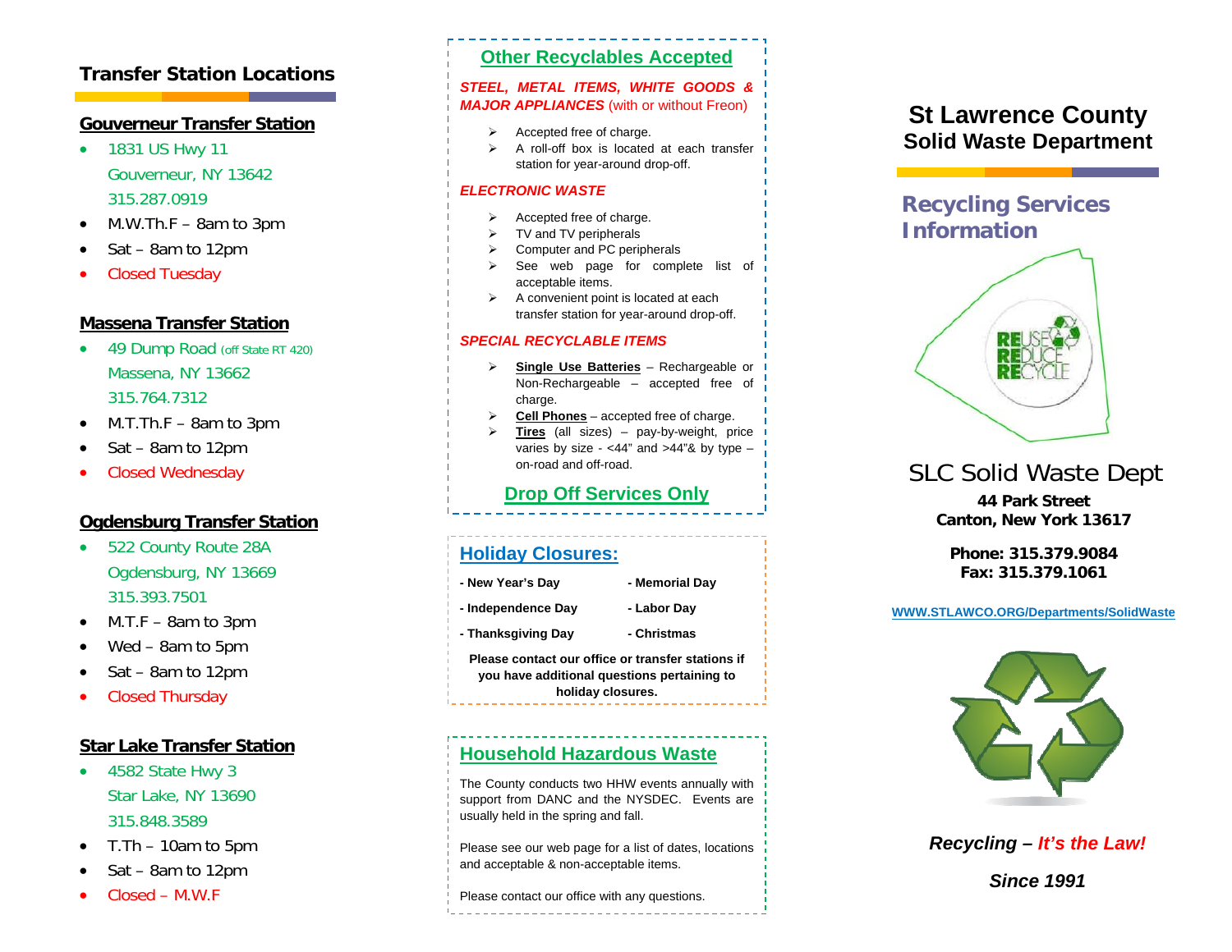## Transfer Station Locations

### Gouverneur Transfer Station

- 1831 US Hwy 11
  Gouverneur, NY 13642
  315.287.0919
- M.W.Th.F – 8am to 3pm
- Sat – 8am to 12pm
- Closed Tuesday

### Massena Transfer Station

- 49 Dump Road (off State RT 420)
  Massena, NY 13662
  315.764.7312
- M.T.Th.F – 8am to 3pm
- Sat – 8am to 12pm
- Closed Wednesday

### Ogdensburg Transfer Station

- 522 County Route 28A
  Ogdensburg, NY 13669
  315.393.7501
- M.T.F – 8am to 3pm
- Wed – 8am to 5pm
- Sat – 8am to 12pm
- Closed Thursday

### Star Lake Transfer Station

- 4582 State Hwy 3
  Star Lake, NY 13690
  315.848.3589
- T.Th – 10am to 5pm
- Sat – 8am to 12pm
- Closed – M.W.F

## Other Recyclables Accepted

***STEEL, METAL ITEMS, WHITE GOODS & MAJOR APPLIANCES*** (with or without Freon)

- Accepted free of charge.
- A roll-off box is located at each transfer station for year-around drop-off.

***ELECTRONIC WASTE***

- Accepted free of charge.
- TV and TV peripherals
- Computer and PC peripherals
- See web page for complete list of acceptable items.
- A convenient point is located at each transfer station for year-around drop-off.

***SPECIAL RECYCLABLE ITEMS***

- **Single Use Batteries** – Rechargeable or Non-Rechargeable – accepted free of charge.
- **Cell Phones** – accepted free of charge.
- **Tires** (all sizes) – pay-by-weight, price varies by size - <44" and >44"& by type – on-road and off-road.

**Drop Off Services Only**

## Holiday Closures:

- New Year's Day
- Memorial Day
- Independence Day
- Labor Day
- Thanksgiving Day
- Christmas

**Please contact our office or transfer stations if you have additional questions pertaining to holiday closures.**

## Household Hazardous Waste

The County conducts two HHW events annually with support from DANC and the NYSDEC. Events are usually held in the spring and fall.

Please see our web page for a list of dates, locations and acceptable & non-acceptable items.

Please contact our office with any questions.

# St Lawrence County
## Solid Waste Department

## Recycling Services Information

REUSE
REDUCE
RECYCLE

SLC Solid Waste Dept

**44 Park Street**
**Canton, New York 13617**

**Phone: 315.379.9084**
**Fax: 315.379.1061**

WWW.STLAWCO.ORG/Departments/SolidWaste

***Recycling – It's the Law!***

***Since 1991***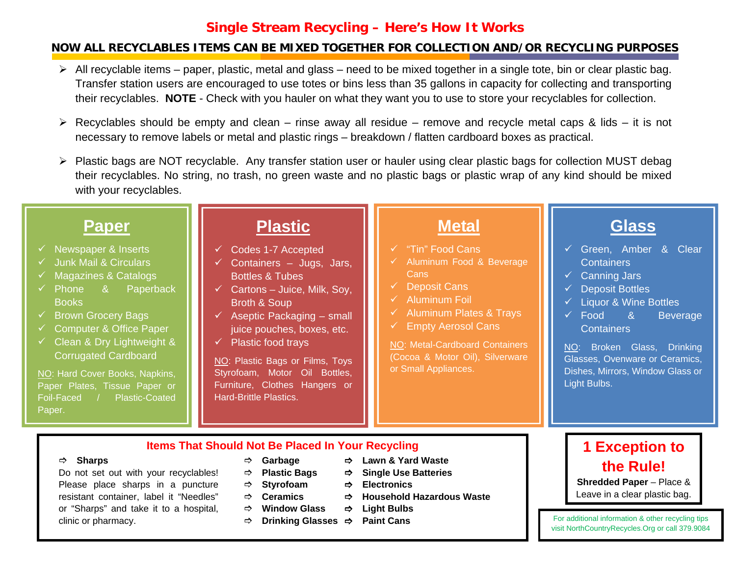# Single Stream Recycling – Here's How It Works

**NOW ALL RECYCLABLES ITEMS CAN BE MIXED TOGETHER FOR COLLECTION AND/OR RECYCLING PURPOSES**

- All recyclable items – paper, plastic, metal and glass – need to be mixed together in a single tote, bin or clear plastic bag. Transfer station users are encouraged to use totes or bins less than 35 gallons in capacity for collecting and transporting their recyclables. **NOTE** - Check with you hauler on what they want you to use to store your recyclables for collection.
- Recyclables should be empty and clean – rinse away all residue – remove and recycle metal caps & lids – it is not necessary to remove labels or metal and plastic rings – breakdown / flatten cardboard boxes as practical.
- Plastic bags are NOT recyclable. Any transfer station user or hauler using clear plastic bags for collection MUST debag their recyclables. No string, no trash, no green waste and no plastic bags or plastic wrap of any kind should be mixed with your recyclables.

## Paper

- ✓ Newspaper & Inserts
- ✓ Junk Mail & Circulars
- ✓ Magazines & Catalogs
- ✓ Phone & Paperback Books
- ✓ Brown Grocery Bags
- ✓ Computer & Office Paper
- ✓ Clean & Dry Lightweight & Corrugated Cardboard

NO: Hard Cover Books, Napkins, Paper Plates, Tissue Paper or Foil-Faced / Plastic-Coated Paper.

## Plastic

- ✓ Codes 1-7 Accepted
- ✓ Containers – Jugs, Jars, Bottles & Tubes
- ✓ Cartons – Juice, Milk, Soy, Broth & Soup
- ✓ Aseptic Packaging – small juice pouches, boxes, etc.
- ✓ Plastic food trays

NO: Plastic Bags or Films, Toys Styrofoam, Motor Oil Bottles, Furniture, Clothes Hangers or Hard-Brittle Plastics.

## Metal

- ✓ "Tin" Food Cans
- ✓ Aluminum Food & Beverage Cans
- ✓ Deposit Cans
- ✓ Aluminum Foil
- ✓ Aluminum Plates & Trays
- ✓ Empty Aerosol Cans

NO: Metal-Cardboard Containers (Cocoa & Motor Oil), Silverware or Small Appliances.

## Glass

- ✓ Green, Amber & Clear Containers
- ✓ Canning Jars
- ✓ Deposit Bottles
- ✓ Liquor & Wine Bottles
- ✓ Food & Beverage Containers

NO: Broken Glass, Drinking Glasses, Ovenware or Ceramics, Dishes, Mirrors, Window Glass or Light Bulbs.

## Items That Should Not Be Placed In Your Recycling

- **Sharps**
  Do not set out with your recyclables! Please place sharps in a puncture resistant container, label it "Needles" or "Sharps" and take it to a hospital, clinic or pharmacy.
- **Garbage**
- **Plastic Bags**
- **Styrofoam**
- **Ceramics**
- **Window Glass**
- **Drinking Glasses**
- **Lawn & Yard Waste**
- **Single Use Batteries**
- **Electronics**
- **Household Hazardous Waste**
- **Light Bulbs**
- **Paint Cans**

## 1 Exception to the Rule!

**Shredded Paper** – Place & Leave in a clear plastic bag.

For additional information & other recycling tips visit NorthCountryRecycles.Org or call 379.9084